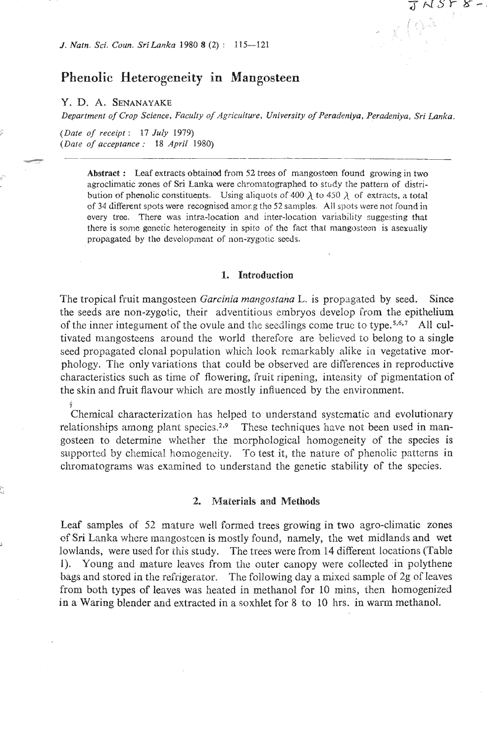# Phenolic Heterogeneity in Mangosteen

Y. D. A. SENANAYAKE

*Department of Crop Science, Faculty of Agriculture, University of Peradeniya, Peradeniya, Sri Lanka.*

(*Date of receipt*: 17 *July* 1979)
(*Date of acceptance*: 18 *April* 1980)

**Abstract**: Leaf extracts obtained from 52 trees of mangosteen found growing in two agroclimatic zones of Sri Lanka were chromatographed to study the pattern of distribution of phenolic constituents. Using aliquots of 400 $\lambda$ to 450 $\lambda$ of extracts, a total of 34 different spots were recognised among the 52 samples. All spots were not found in every tree. There was intra-location and inter-location variability suggesting that there is some genetic heterogeneity in spite of the fact that mangosteen is asexually propagated by the development of non-zygotic seeds.

## 1. Introduction

The tropical fruit mangosteen *Garcinia mangostana* L. is propagated by seed. Since the seeds are non-zygotic, their adventitious embryos develop from the epithelium of the inner integument of the ovule and the seedlings come true to type.[5,6,7] All cultivated mangosteens around the world therefore are believed to belong to a single seed propagated clonal population which look remarkably alike in vegetative morphology. The only variations that could be observed are differences in reproductive characteristics such as time of flowering, fruit ripening, intensity of pigmentation of the skin and fruit flavour which are mostly influenced by the environment.

Chemical characterization has helped to understand systematic and evolutionary relationships among plant species.[2,9] These techniques have not been used in mangosteen to determine whether the morphological homogeneity of the species is supported by chemical homogeneity. To test it, the nature of phenolic patterns in chromatograms was examined to understand the genetic stability of the species.

## 2. Materials and Methods

Leaf samples of 52 mature well formed trees growing in two agro-climatic zones of Sri Lanka where mangosteen is mostly found, namely, the wet midlands and wet lowlands, were used for this study. The trees were from 14 different locations (Table 1). Young and mature leaves from the outer canopy were collected in polythene bags and stored in the refrigerator. The following day a mixed sample of 2g of leaves from both types of leaves was heated in methanol for 10 mins, then homogenized in a Waring blender and extracted in a soxhlet for 8 to 10 hrs. in warm methanol.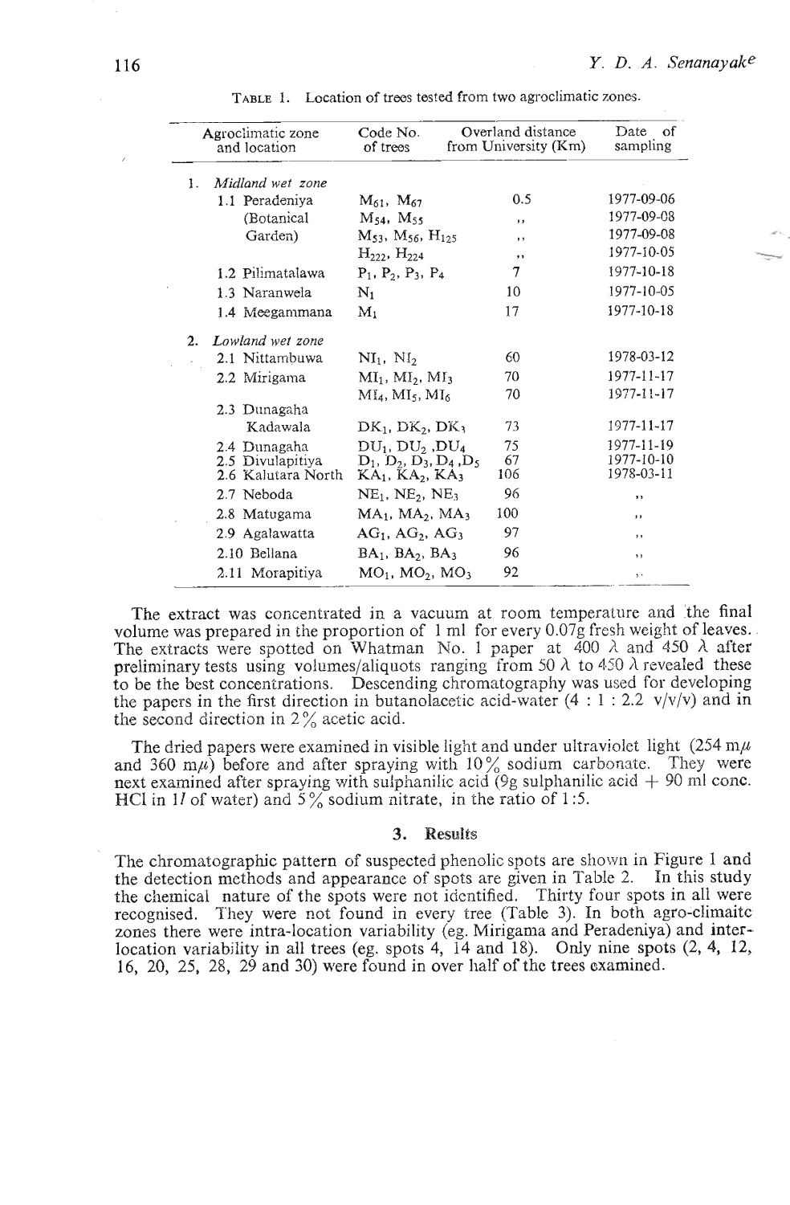TABLE 1. Location of trees tested from two agroclimatic zones.

| Agroclimatic zone and location | Code No. of trees | Overland distance from University (Km) | Date of sampling |
|---|---|---|---|
| 1. *Midland wet zone* | | | |
| 1.1 Peradeniya | $M_{61}$, $M_{67}$ | 0.5 | 1977-09-06 |
| (Botanical | $M_{54}$, $M_{55}$ | ,, | 1977-09-08 |
| Garden) | $M_{53}$, $M_{56}$, $H_{125}$ | ,, | 1977-09-08 |
| | $H_{222}$, $H_{224}$ | ,, | 1977-10-05 |
| 1.2 Pilimatalawa | $P_1$, $P_2$, $P_3$, $P_4$ | 7 | 1977-10-18 |
| 1.3 Naranwela | $N_1$ | 10 | 1977-10-05 |
| 1.4 Meegammana | $M_1$ | 17 | 1977-10-18 |
| 2. *Lowland wet zone* | | | |
| 2.1 Nittambuwa | $NI_1$, $NI_2$ | 60 | 1978-03-12 |
| 2.2 Mirigama | $MI_1$, $MI_2$, $MI_3$ | 70 | 1977-11-17 |
| | $MI_4$, $MI_5$, $MI_6$ | 70 | 1977-11-17 |
| 2.3 Dunagaha Kadawala | $DK_1$, $DK_2$, $DK_3$ | 73 | 1977-11-17 |
| 2.4 Dunagaha | $DU_1$, $DU_2$, $DU_4$ | 75 | 1977-11-19 |
| 2.5 Divulapitiya | $D_1$, $D_2$, $D_3$, $D_4$, $D_5$ | 67 | 1977-10-10 |
| 2.6 Kalutara North | $KA_1$, $KA_2$, $KA_3$ | 106 | 1978-03-11 |
| 2.7 Neboda | $NE_1$, $NE_2$, $NE_3$ | 96 | ,, |
| 2.8 Matugama | $MA_1$, $MA_2$, $MA_3$ | 100 | ,, |
| 2.9 Agalawatta | $AG_1$, $AG_2$, $AG_3$ | 97 | ,, |
| 2.10 Bellana | $BA_1$, $BA_2$, $BA_3$ | 96 | ,, |
| 2.11 Morapitiya | $MO_1$, $MO_2$, $MO_3$ | 92 | ,, |

The extract was concentrated in a vacuum at room temperature and the final volume was prepared in the proportion of 1 ml for every 0.07g fresh weight of leaves. The extracts were spotted on Whatman No. 1 paper at 400 $\lambda$ and 450 $\lambda$ after preliminary tests using volumes/aliquots ranging from 50 $\lambda$ to 450 $\lambda$ revealed these to be the best concentrations. Descending chromatography was used for developing the papers in the first direction in butanolacetic acid-water (4 : 1 : 2.2 v/v/v) and in the second direction in 2% acetic acid.

The dried papers were examined in visible light and under ultraviolet light (254 m$\mu$ and 360 m$\mu$) before and after spraying with 10% sodium carbonate. They were next examined after spraying with sulphanilic acid (9g sulphanilic acid + 90 ml conc. HCl in 1*l* of water) and 5% sodium nitrate, in the ratio of 1:5.

## 3. Results

The chromatographic pattern of suspected phenolic spots are shown in Figure 1 and the detection methods and appearance of spots are given in Table 2. In this study the chemical nature of the spots were not identified. Thirty four spots in all were recognised. They were not found in every tree (Table 3). In both agro-climaitc zones there were intra-location variability (eg. Mirigama and Peradeniya) and inter-location variability in all trees (eg. spots 4, 14 and 18). Only nine spots (2, 4, 12, 16, 20, 25, 28, 29 and 30) were found in over half of the trees examined.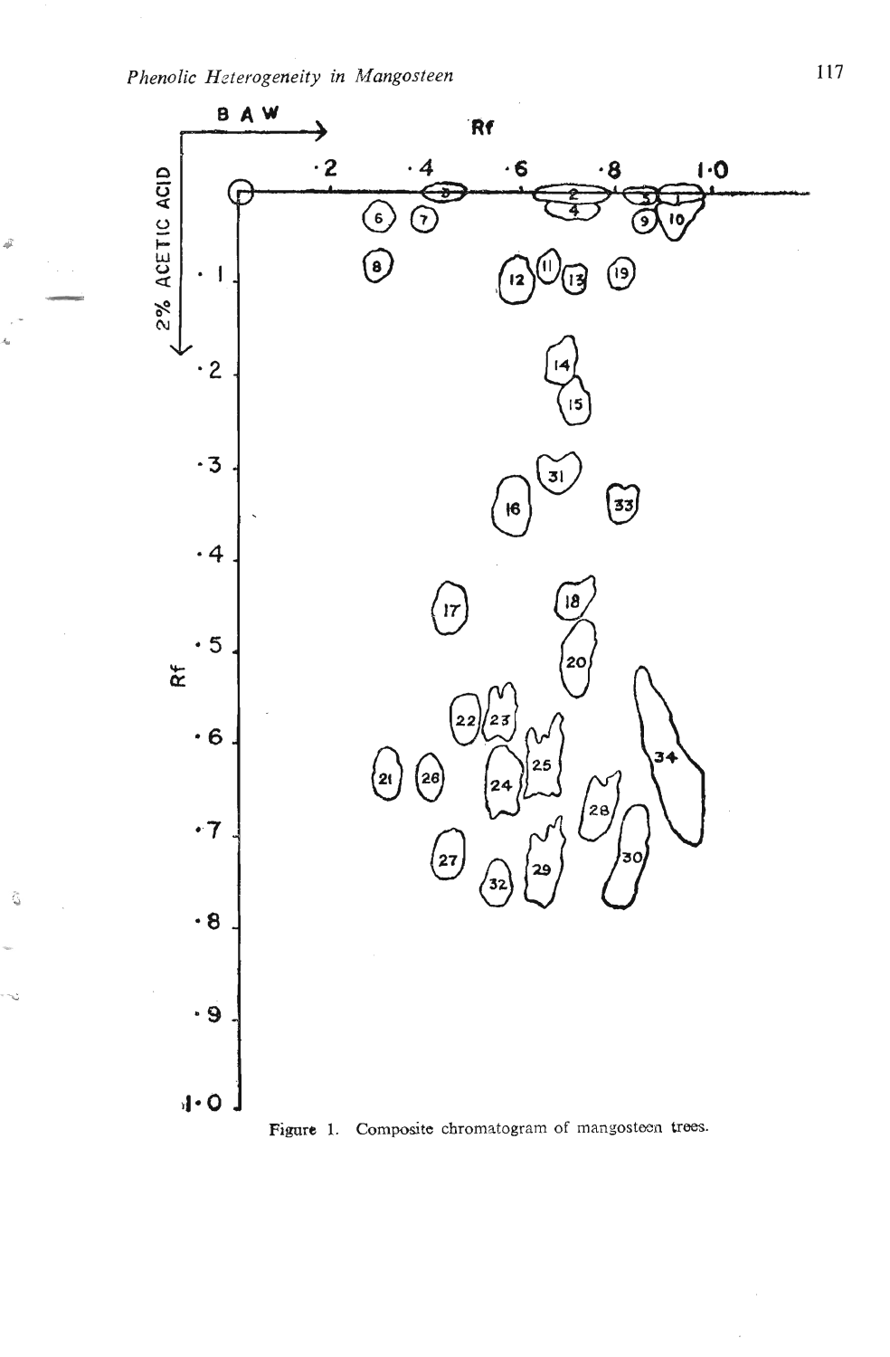Figure 1. Composite chromatogram of mangosteen trees.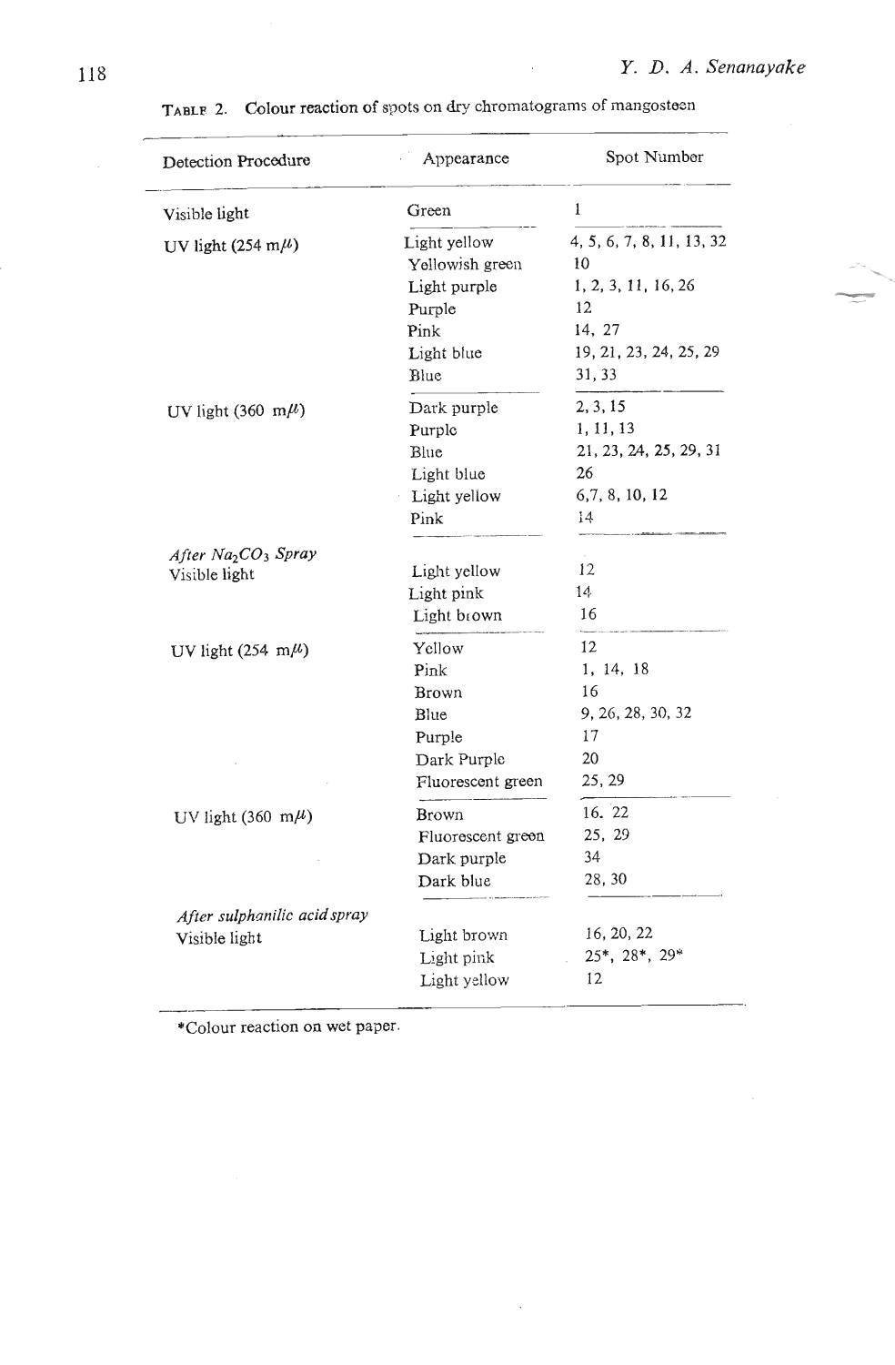TABLE 2. Colour reaction of spots on dry chromatograms of mangosteen

| Detection Procedure | Appearance | Spot Number |
|---|---|---|
| Visible light | Green | 1 |
| UV light (254 mμ) | Light yellow | 4, 5, 6, 7, 8, 11, 13, 32 |
| | Yellowish green | 10 |
| | Light purple | 1, 2, 3, 11, 16, 26 |
| | Purple | 12 |
| | Pink | 14, 27 |
| | Light blue | 19, 21, 23, 24, 25, 29 |
| | Blue | 31, 33 |
| UV light (360 mμ) | Dark purple | 2, 3, 15 |
| | Purple | 1, 11, 13 |
| | Blue | 21, 23, 24, 25, 29, 31 |
| | Light blue | 26 |
| | Light yellow | 6,7, 8, 10, 12 |
| | Pink | 14 |
| *After $Na_2CO_3$ Spray* | | |
| Visible light | Light yellow | 12 |
| | Light pink | 14 |
| | Light brown | 16 |
| UV light (254 mμ) | Yellow | 12 |
| | Pink | 1, 14, 18 |
| | Brown | 16 |
| | Blue | 9, 26, 28, 30, 32 |
| | Purple | 17 |
| | Dark Purple | 20 |
| | Fluorescent green | 25, 29 |
| UV light (360 mμ) | Brown | 16. 22 |
| | Fluorescent green | 25, 29 |
| | Dark purple | 34 |
| | Dark blue | 28, 30 |
| *After sulphanilic acid spray* | | |
| Visible light | Light brown | 16, 20, 22 |
| | Light pink | 25*, 28*, 29* |
| | Light yellow | 12 |

*Colour reaction on wet paper.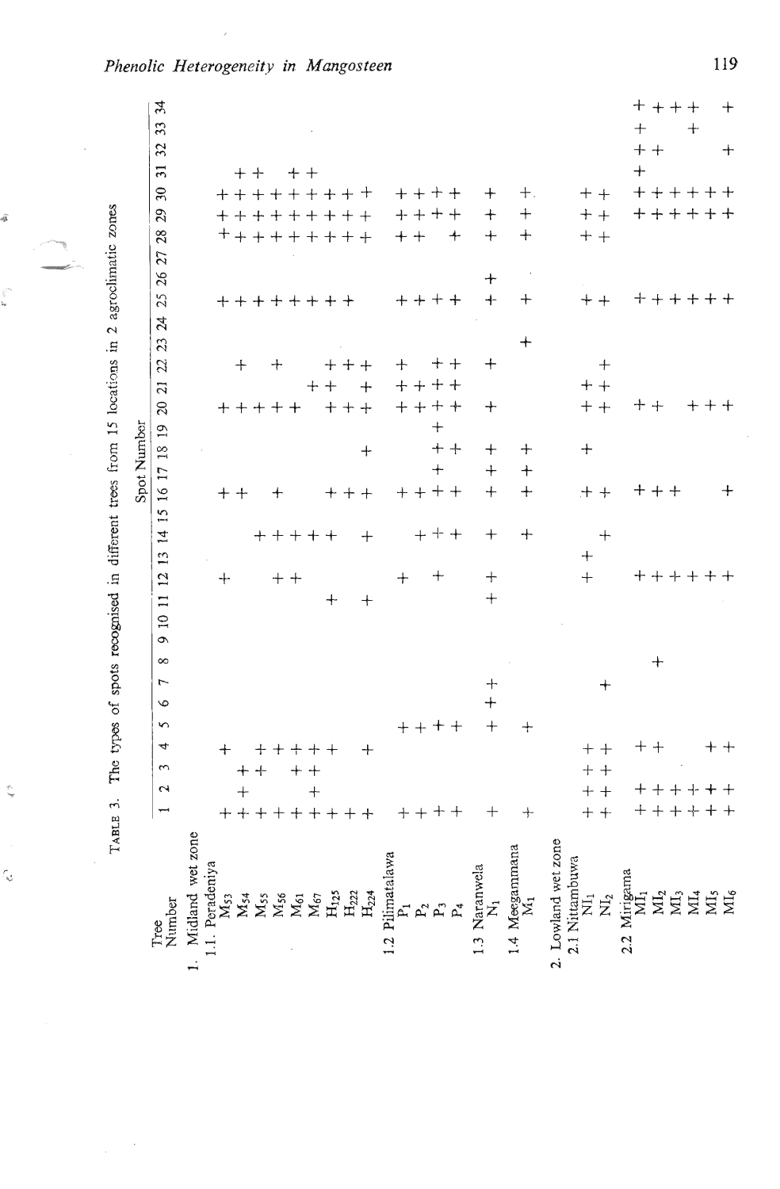TABLE 3. The types of spots recognised in different trees from 15 locations in 2 agroclimatic zones

| Tree Number | Spot Number | | | | | | | | | | | | | | | | | | | | | | | | | | | | | | | | | |
|---|---|---|---|---|---|---|---|---|---|---|---|---|---|---|---|---|---|---|---|---|---|---|---|---|---|---|---|---|---|---|---|---|---|---|
| | 1 | 2 | 3 | 4 | 5 | 6 | 7 | 8 | 9 | 10 | 11 | 12 | 13 | 14 | 15 | 16 | 17 | 18 | 19 | 20 | 21 | 22 | 23 | 24 | 25 | 26 | 27 | 28 | 29 | 30 | 31 | 32 | 33 | 34 |
| 1. Midland wet zone | | | | | | | | | | | | | | | | | | | | | | | | | | | | | | | | | | |
| 1.1. Peradeniya | | | | | | | | | | | | | | | | | | | | | | | | | | | | | | | | | | |
| $M_{53}$ | + | | | + | | | | | | | | + | | | | + | | | | + | | | | | + | | | + | + | + | | | | |
| $M_{54}$ | + | + | + | | | | | | | | | | | | | + | | | | + | | + | | | + | | | + | + | + | + | | | |
| $M_{55}$ | + | | + | + | | | | | | | | | | + | | | | | | + | | | | | + | | | + | + | + | + | | | |
| $M_{56}$ | + | | | + | | | | | | | | + | | + | | + | | | | + | | + | | | + | | | + | + | + | | | | |
| $M_{61}$ | + | | + | + | | | | | | | | + | | + | | | | | | + | | | | | + | | | + | + | + | + | | | |
| $M_{67}$ | + | + | + | + | | | | | | | | | | + | | | | | | | + | | | | + | | | + | + | + | + | | | |
| $H_{125}$ | + | | | + | | | | | | | + | | | + | | + | | | | + | + | + | | | + | | | + | + | + | | | | |
| $H_{222}$ | + | | | | | | | | | | | | | | | + | | | | + | | + | | | + | | | + | + | + | | | | |
| $H_{224}$ | + | | | + | | | | | | | + | | | + | | + | | + | | + | + | + | | | | | | + | + | + | | | | |
| 1.2 Pilimatalawa | | | | | | | | | | | | | | | | | | | | | | | | | | | | | | | | | | |
| $P_1$ | + | | | | + | | | | | | | + | | | | + | | | | + | + | + | | | + | | | + | + | + | | | | |
| $P_2$ | + | | | | + | | | | | | | | | + | | + | | | | + | + | | | | + | | | + | + | + | | | | |
| $P_3$ | + | | | | + | | | | | | | + | | + | | + | + | + | + | + | + | + | | | + | | | | + | + | | | | |
| $P_4$ | + | | | | + | | | | | | | | | + | | + | | + | | + | + | + | | | + | | | + | + | + | | | | |
| 1.3 Naranwela | | | | | | | | | | | | | | | | | | | | | | | | | | | | | | | | | | |
| $N_1$ | + | | | | + | + | + | | | | + | + | | + | | + | + | + | | + | | + | | | + | + | | + | + | + | | | | |
| 1.4 Meegammana | | | | | | | | | | | | | | | | | | | | | | | | | | | | | | | | | | |
| $M_1$ | + | | | | + | | | | | | | | | + | | + | + | + | | | | | + | | + | | | + | + | + | | | | |
| 2. Lowland wet zone | | | | | | | | | | | | | | | | | | | | | | | | | | | | | | | | | | |
| 2.1 Nittambuwa | | | | | | | | | | | | | | | | | | | | | | | | | | | | | | | | | | |
| $NI_1$ | + | + | + | + | | | | | | | | + | + | | | + | | + | | + | + | | | | + | | | + | + | + | | | | |
| $NI_2$ | + | + | + | + | | | + | | | | | | | + | | + | | | | + | + | + | | | + | | | + | + | + | | | | |
| 2.2 Mirigama | | | | | | | | | | | | | | | | | | | | | | | | | | | | | | | | | | |
| $MI_1$ | + | + | | + | | | | | | | | + | | | | + | | | | + | | | | | + | | | | + | + | + | + | + | + |
| $MI_2$ | + | + | | + | | | | + | | | | + | | | | + | | | | + | | | | | + | | | | + | + | | + | | + |
| $MI_3$ | + | + | | | | | | | | | | + | | | | + | | | | | | | | | + | | | | + | + | | | | + |
| $MI_4$ | + | + | | | | | | | | | | + | | | | | | | | + | | | | | + | | | | + | + | | | + | + |
| $MI_5$ | + | + | | + | | | | | | | | + | | | | | | | | + | | | | | + | | | | + | + | | | | |
| $MI_6$ | + | + | | + | | | | | | | | + | | | | + | | | | + | | | | | + | | | | + | + | | + | | + |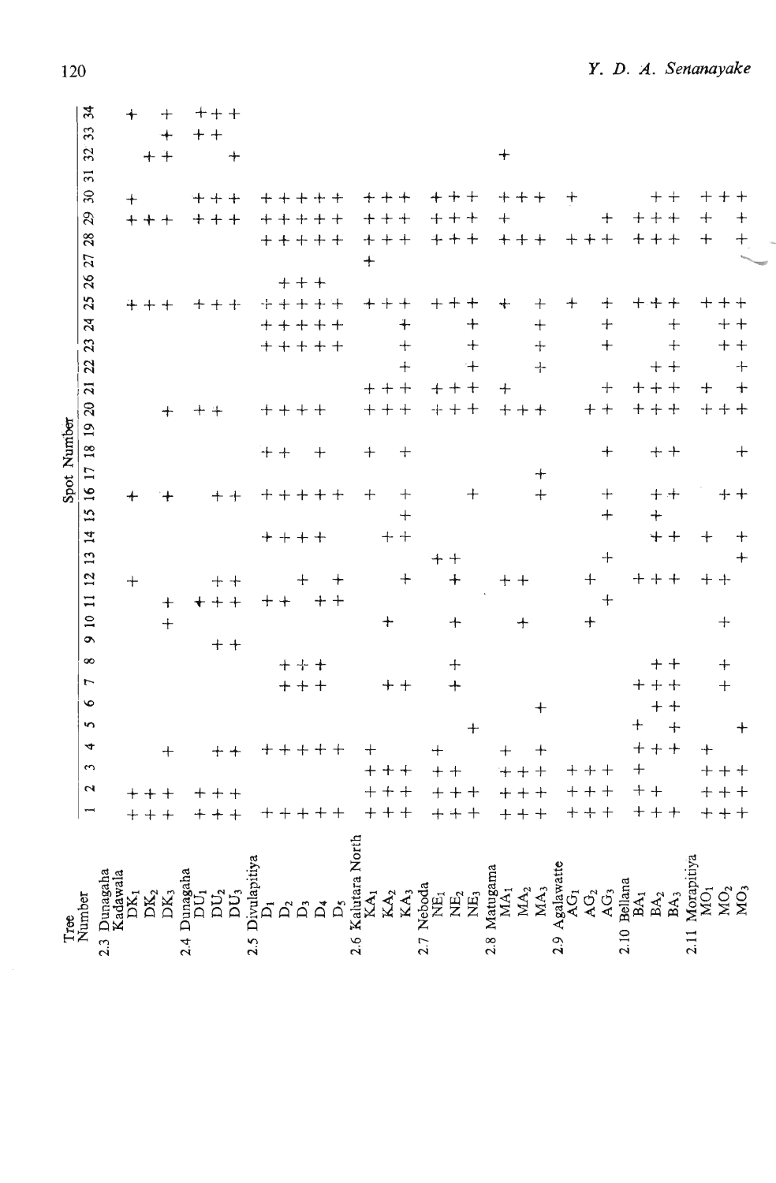| Tree Number | Spot Number | | | | | | | | | | | | | | | | | | | | | | | | | | | | | | | | | |
|---|---|---|---|---|---|---|---|---|---|---|---|---|---|---|---|---|---|---|---|---|---|---|---|---|---|---|---|---|---|---|---|---|---|---|
| | 1 | 2 | 3 | 4 | 5 | 6 | 7 | 8 | 9 | 10 | 11 | 12 | 13 | 14 | 15 | 16 | 17 | 18 | 19 | 20 | 21 | 22 | 23 | 24 | 25 | 26 | 27 | 28 | 29 | 30 | 31 | 32 | 33 | 34 |
| 2.3 Dunagaha Kadawala | | | | | | | | | | | | | | | | | | | | | | | | | | | | | | | | | | |
| $DK_1$ | + | + | | | | | | | | | | + | | | | + | | | | | | | | | + | | | | + | + | | | | + |
| $DK_2$ | + | + | | | | | | | | | | | | | | | | | | | | | | | + | | | | + | | | + | | |
| $DK_3$ | + | + | | + | | | | | | + | + | | | | | + | | | | + | | | | | + | | | | + | | | + | + | + |
| 2.4 Dunagaha | | | | | | | | | | | | | | | | | | | | | | | | | | | | | | | | | | |
| $DU_1$ | + | + | | | | | | | | | + | | | | | | | | | + | | | | | + | | | | + | + | | | + | + |
| $DU_2$ | + | + | | + | | | | | + | | + | + | | | | + | | | | + | | | | | + | | | | + | + | | | + | + |
| $DU_3$ | + | + | | + | | | | | + | | + | + | | | | + | | | | | | | | | + | | | | + | + | | + | | + |
| 2.5 Divulapitiya | | | | | | | | | | | | | | | | | | | | | | | | | | | | | | | | | | |
| $D_1$ | + | | | + | | | | | | | + | | | | | + | | + | | + | | | + | + | + | | | + | + | + | | | | |
| $D_2$ | + | | | + | | | + | + | | | + | | | + | | + | | + | | + | | | + | + | + | + | | + | + | + | | | | |
| $D_3$ | + | | | + | | | + | + | | | | + | | + | | + | | | | + | | | + | + | + | + | | + | + | + | | | | |
| $D_4$ | + | | | + | | | + | + | | | + | | | + | | + | | + | | + | | | + | + | + | + | | + | + | + | | | | |
| $D_5$ | + | | | + | | | | | | | + | + | | + | | + | | | | | | | + | + | + | | | + | + | + | | | | |
| 2.6 Kalutara North | | | | | | | | | | | | | | | | | | | | | | | | | | | | | | | | | | |
| $KA_1$ | + | + | + | + | | | | | | | | | | | | + | | + | | + | + | | | | + | | + | + | + | + | | | | |
| $KA_2$ | + | + | + | | | | + | | | + | | | | + | | | | | | + | + | | | | + | | | + | + | + | | | | |
| $KA_3$ | + | + | + | | | | + | | | | | + | | + | + | + | | + | | + | + | + | + | + | + | | | + | + | + | | | | |
| 2.7 Neboda | | | | | | | | | | | | | | | | | | | | | | | | | | | | | | | | | | |
| $NE_1$ | + | + | + | + | | | | | | | | | + | | | | | | | + | + | | | | + | | | + | + | + | | | | |
| $NE_2$ | + | + | + | | | | + | + | | + | | + | + | | | | | | | + | + | | | | + | | | + | + | + | | | | |
| $NE_3$ | + | + | | | + | | | | | | | | | | | + | | | | + | + | + | + | + | + | | | + | + | + | | | | |
| 2.8 Matugama | | | | | | | | | | | | | | | | | | | | | | | | | | | | | | | | | | |
| $MA_1$ | + | + | + | + | | | | | | | | + | | | | | | | | + | + | | | | + | | | + | + | + | | + | | |
| $MA_2$ | + | + | + | | | | | | | + | | + | | | | | | | | + | | | | | | | | + | | + | | | | |
| $MA_3$ | + | + | + | + | | + | | | | | | | | | | + | + | | | + | | + | + | + | + | | | + | | + | | | | |
| 2.9 Agalawatte | | | | | | | | | | | | | | | | | | | | | | | | | | | | | | | | | | |
| $AG_1$ | + | + | + | | | | | | | | | | | | | | | | | | | | | | + | | | + | | + | | | | |
| $AG_2$ | + | + | + | | | | | | | + | | + | | | | | | | | + | | | | | | | | + | | | | | | |
| $AG_3$ | + | + | + | | | | | | | | + | | + | | + | + | | + | | + | + | | + | + | + | | | + | + | | | | | |
| 2.10 Bellana | | | | | | | | | | | | | | | | | | | | | | | | | | | | | | | | | | |
| $BA_1$ | + | + | + | + | + | | + | | | | | + | | | | | | | | + | + | | | | + | | | + | + | | | | | |
| $BA_2$ | + | + | | + | | + | + | + | | | | + | | + | + | + | | + | | + | + | + | | | + | | | + | + | + | | | | |
| $BA_3$ | + | | | + | + | + | + | + | | | | + | | + | | + | | + | | + | + | + | + | + | + | | | + | + | + | | | | |
| 2.11 Morapitiya | | | | | | | | | | | | | | | | | | | | | | | | | | | | | | | | | | |
| $MO_1$ | + | + | + | + | | | | | | | | + | | + | | | | | | + | + | | | | + | | | + | + | + | | | | |
| $MO_2$ | + | + | + | | | | + | + | | + | | + | | | | + | | | | + | | | + | + | + | | | | | + | | | | |
| $MO_3$ | + | + | + | | + | | | | | | | | + | + | | + | | + | | + | + | + | + | + | + | | | + | + | + | | | | |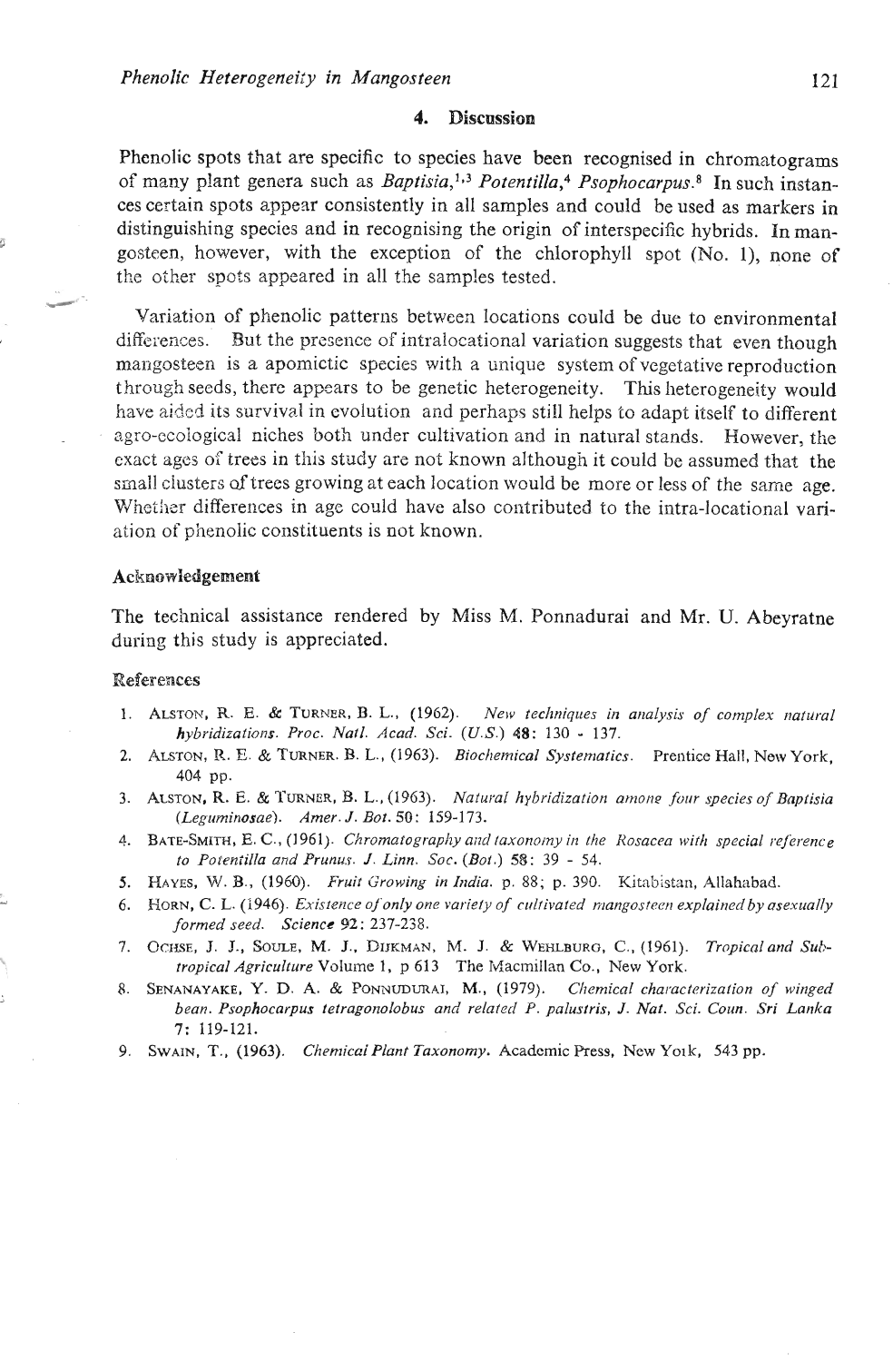## 4. Discussion

Phenolic spots that are specific to species have been recognised in chromatograms of many plant genera such as *Baptisia*,[1,3] *Potentilla*,[4] *Psophocarpus*.[8] In such instances certain spots appear consistently in all samples and could be used as markers in distinguishing species and in recognising the origin of interspecific hybrids. In mangosteen, however, with the exception of the chlorophyll spot (No. 1), none of the other spots appeared in all the samples tested.

Variation of phenolic patterns between locations could be due to environmental differences. But the presence of intralocational variation suggests that even though mangosteen is a apomictic species with a unique system of vegetative reproduction through seeds, there appears to be genetic heterogeneity. This heterogeneity would have aided its survival in evolution and perhaps still helps to adapt itself to different agro-ecological niches both under cultivation and in natural stands. However, the exact ages of trees in this study are not known although it could be assumed that the small clusters of trees growing at each location would be more or less of the same age. Whether differences in age could have also contributed to the intra-locational variation of phenolic constituents is not known.

### Acknowledgement

The technical assistance rendered by Miss M. Ponnadurai and Mr. U. Abeyratne during this study is appreciated.

### References

1. ALSTON, R. E. & TURNER, B. L., (1962). *New techniques in analysis of complex natural hybridizations*. *Proc. Natl. Acad. Sci. (U.S.)* **48**: 130 - 137.
2. ALSTON, R. E. & TURNER. B. L., (1963). *Biochemical Systematics*. Prentice Hall, New York, 404 pp.
3. ALSTON, R. E. & TURNER, B. L., (1963). *Natural hybridization amone four species of Baptisia (Leguminosae)*. *Amer. J. Bot.* 50: 159-173.
4. BATE-SMITH, E. C., (1961). *Chromatography and taxonomy in the Rosacea with special reference to Potentilla and Prunus*. *J. Linn. Soc. (Bot.)* **58**: 39 - 54.
5. HAYES, W. B., (1960). *Fruit Growing in India*. p. 88; p. 390. Kitabistan, Allahabad.
6. HORN, C. L. (1946). *Existence of only one variety of cultivated mangosteen explained by asexually formed seed*. *Science* **92**: 237-238.
7. OCHSE, J. J., SOULE, M. J., DIJKMAN, M. J. & WEHLBURG, C., (1961). *Tropical and Subtropical Agriculture* Volume 1, p 613 The Macmillan Co., New York.
8. SENANAYAKE, Y. D. A. & PONNUDURAI, M., (1979). *Chemical characterization of winged bean. Psophocarpus tetragonolobus and related P. palustris*, *J. Nat. Sci. Coun. Sri Lanka* 7: 119-121.
9. SWAIN, T., (1963). *Chemical Plant Taxonomy*. Academic Press, New Yoık, 543 pp.